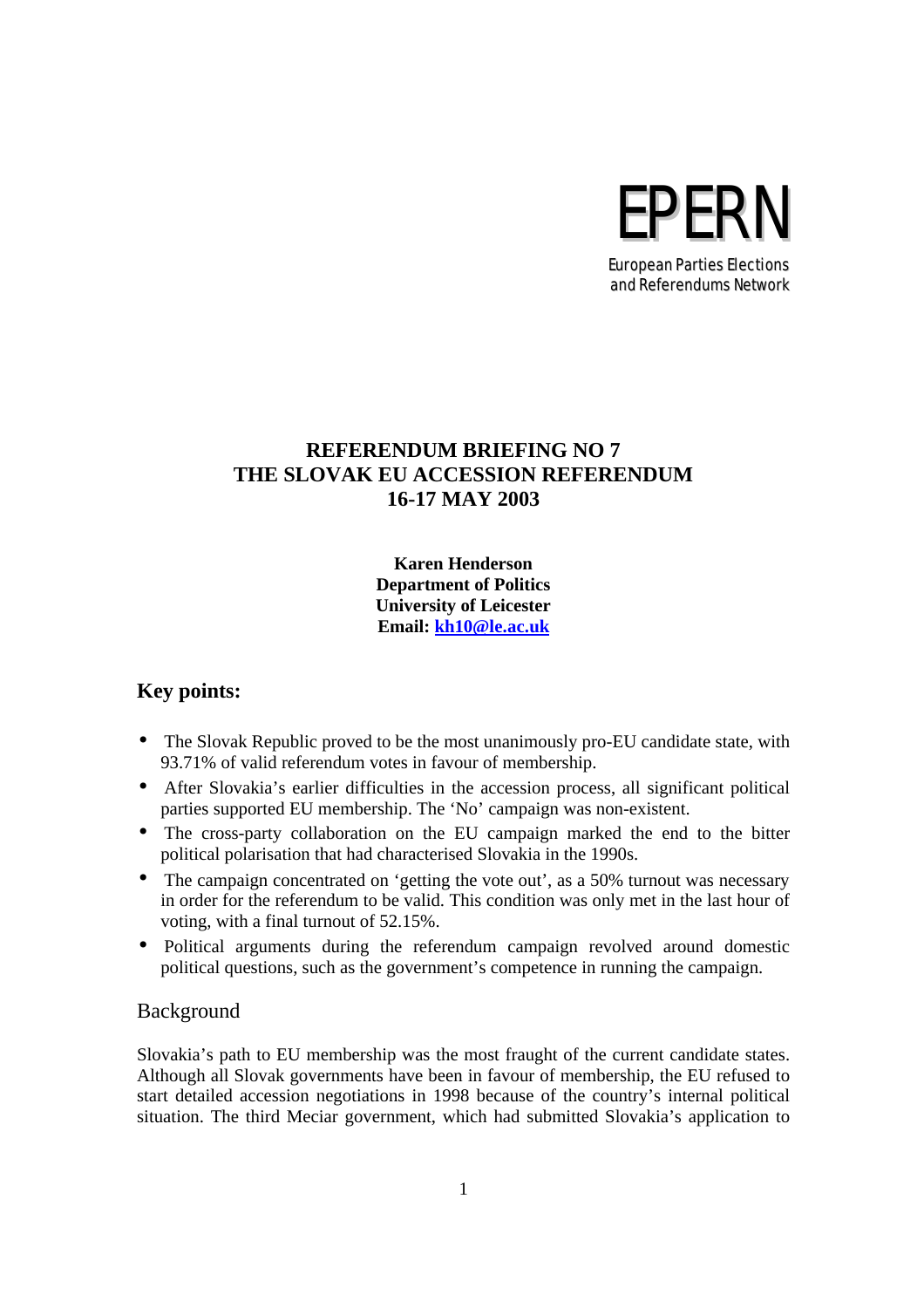EPERN

European Parties Elections and Referendums Network

# REFERENDUM BRIEFING NO 7
# THE SLOVAK EU ACCESSION REFERENDUM
# 16-17 MAY 2003

**Karen Henderson**
**Department of Politics**
**University of Leicester**
**Email: kh10@le.ac.uk**

## Key points:

- The Slovak Republic proved to be the most unanimously pro-EU candidate state, with 93.71% of valid referendum votes in favour of membership.
- After Slovakia's earlier difficulties in the accession process, all significant political parties supported EU membership. The 'No' campaign was non-existent.
- The cross-party collaboration on the EU campaign marked the end to the bitter political polarisation that had characterised Slovakia in the 1990s.
- The campaign concentrated on 'getting the vote out', as a 50% turnout was necessary in order for the referendum to be valid. This condition was only met in the last hour of voting, with a final turnout of 52.15%.
- Political arguments during the referendum campaign revolved around domestic political questions, such as the government's competence in running the campaign.

## Background

Slovakia's path to EU membership was the most fraught of the current candidate states. Although all Slovak governments have been in favour of membership, the EU refused to start detailed accession negotiations in 1998 because of the country's internal political situation. The third Meciar government, which had submitted Slovakia's application to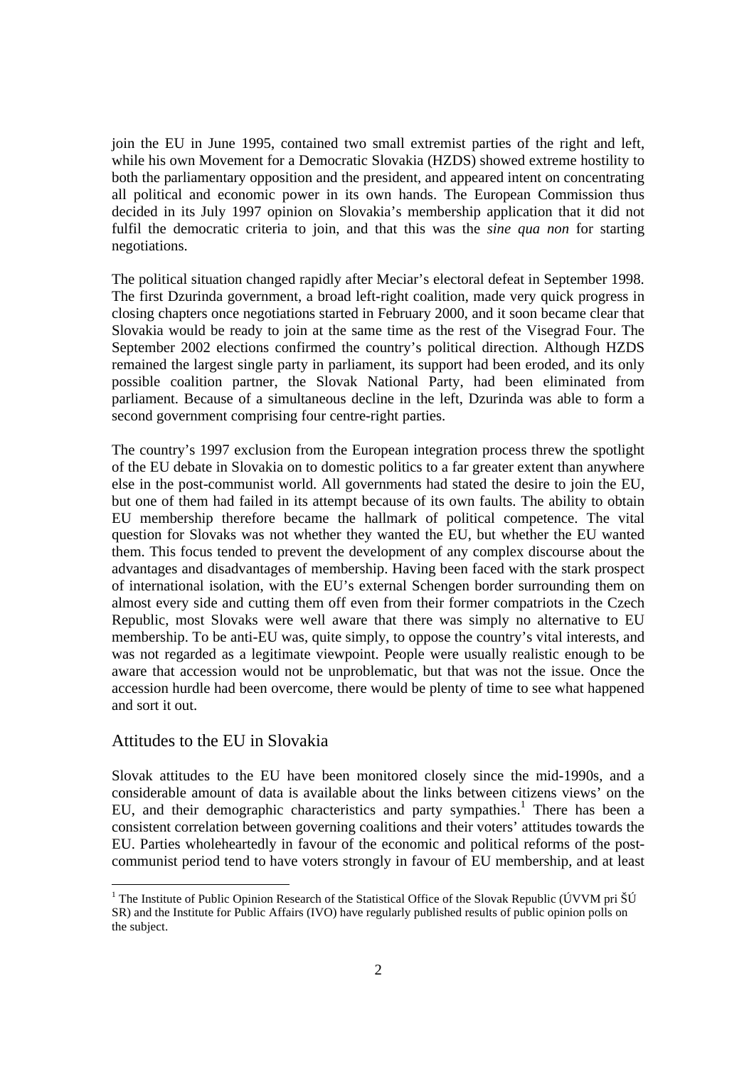join the EU in June 1995, contained two small extremist parties of the right and left, while his own Movement for a Democratic Slovakia (HZDS) showed extreme hostility to both the parliamentary opposition and the president, and appeared intent on concentrating all political and economic power in its own hands. The European Commission thus decided in its July 1997 opinion on Slovakia's membership application that it did not fulfil the democratic criteria to join, and that this was the *sine qua non* for starting negotiations.

The political situation changed rapidly after Meciar's electoral defeat in September 1998. The first Dzurinda government, a broad left-right coalition, made very quick progress in closing chapters once negotiations started in February 2000, and it soon became clear that Slovakia would be ready to join at the same time as the rest of the Visegrad Four. The September 2002 elections confirmed the country's political direction. Although HZDS remained the largest single party in parliament, its support had been eroded, and its only possible coalition partner, the Slovak National Party, had been eliminated from parliament. Because of a simultaneous decline in the left, Dzurinda was able to form a second government comprising four centre-right parties.

The country's 1997 exclusion from the European integration process threw the spotlight of the EU debate in Slovakia on to domestic politics to a far greater extent than anywhere else in the post-communist world. All governments had stated the desire to join the EU, but one of them had failed in its attempt because of its own faults. The ability to obtain EU membership therefore became the hallmark of political competence. The vital question for Slovaks was not whether they wanted the EU, but whether the EU wanted them. This focus tended to prevent the development of any complex discourse about the advantages and disadvantages of membership. Having been faced with the stark prospect of international isolation, with the EU's external Schengen border surrounding them on almost every side and cutting them off even from their former compatriots in the Czech Republic, most Slovaks were well aware that there was simply no alternative to EU membership. To be anti-EU was, quite simply, to oppose the country's vital interests, and was not regarded as a legitimate viewpoint. People were usually realistic enough to be aware that accession would not be unproblematic, but that was not the issue. Once the accession hurdle had been overcome, there would be plenty of time to see what happened and sort it out.

## Attitudes to the EU in Slovakia

Slovak attitudes to the EU have been monitored closely since the mid-1990s, and a considerable amount of data is available about the links between citizens views' on the EU, and their demographic characteristics and party sympathies.[1] There has been a consistent correlation between governing coalitions and their voters' attitudes towards the EU. Parties wholeheartedly in favour of the economic and political reforms of the post-communist period tend to have voters strongly in favour of EU membership, and at least

[1] The Institute of Public Opinion Research of the Statistical Office of the Slovak Republic (ÚVVM pri ŠÚ SR) and the Institute for Public Affairs (IVO) have regularly published results of public opinion polls on the subject.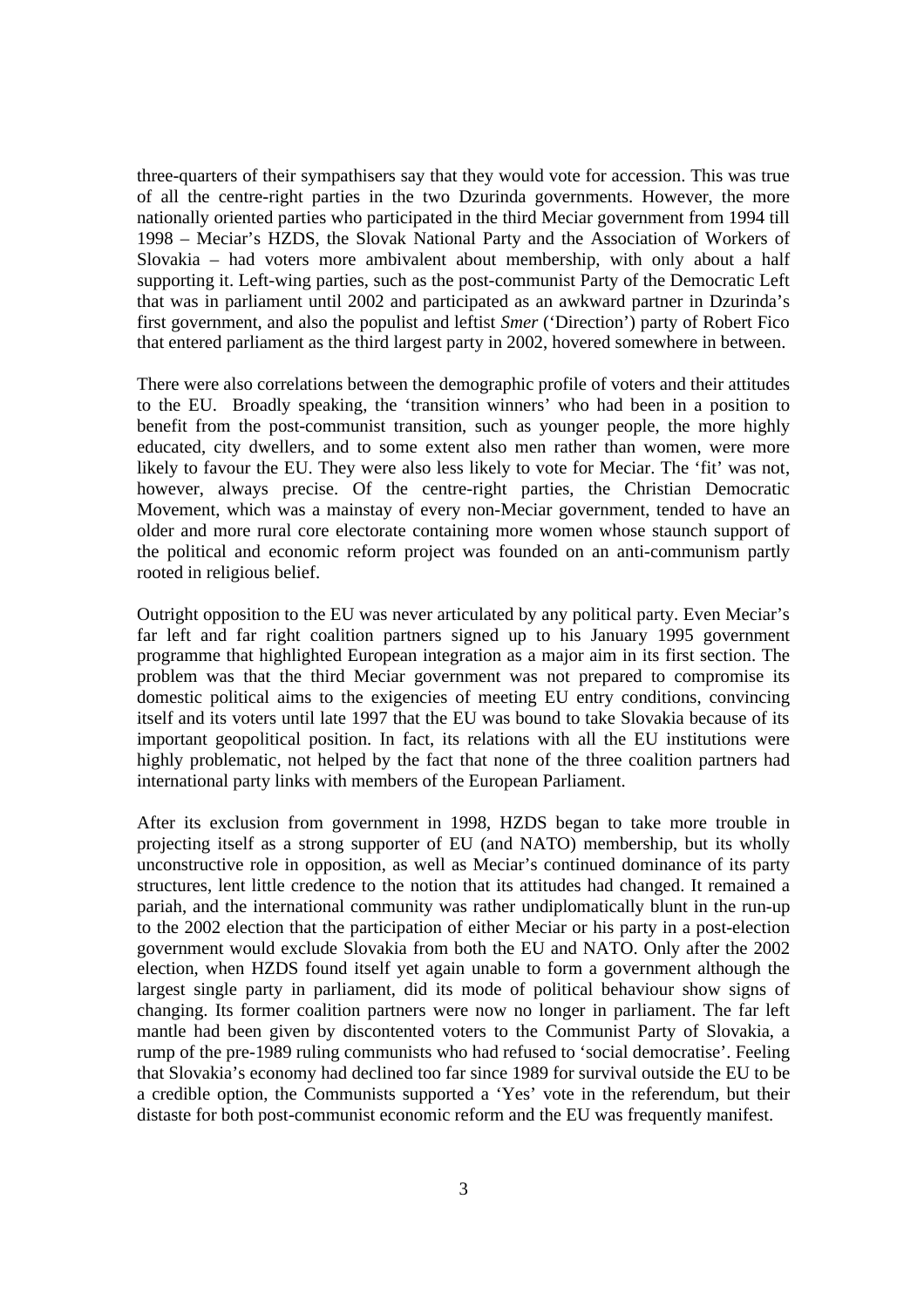three-quarters of their sympathisers say that they would vote for accession. This was true of all the centre-right parties in the two Dzurinda governments. However, the more nationally oriented parties who participated in the third Meciar government from 1994 till 1998 – Meciar's HZDS, the Slovak National Party and the Association of Workers of Slovakia – had voters more ambivalent about membership, with only about a half supporting it. Left-wing parties, such as the post-communist Party of the Democratic Left that was in parliament until 2002 and participated as an awkward partner in Dzurinda's first government, and also the populist and leftist *Smer* ('Direction') party of Robert Fico that entered parliament as the third largest party in 2002, hovered somewhere in between.

There were also correlations between the demographic profile of voters and their attitudes to the EU. Broadly speaking, the 'transition winners' who had been in a position to benefit from the post-communist transition, such as younger people, the more highly educated, city dwellers, and to some extent also men rather than women, were more likely to favour the EU. They were also less likely to vote for Meciar. The 'fit' was not, however, always precise. Of the centre-right parties, the Christian Democratic Movement, which was a mainstay of every non-Meciar government, tended to have an older and more rural core electorate containing more women whose staunch support of the political and economic reform project was founded on an anti-communism partly rooted in religious belief.

Outright opposition to the EU was never articulated by any political party. Even Meciar's far left and far right coalition partners signed up to his January 1995 government programme that highlighted European integration as a major aim in its first section. The problem was that the third Meciar government was not prepared to compromise its domestic political aims to the exigencies of meeting EU entry conditions, convincing itself and its voters until late 1997 that the EU was bound to take Slovakia because of its important geopolitical position. In fact, its relations with all the EU institutions were highly problematic, not helped by the fact that none of the three coalition partners had international party links with members of the European Parliament.

After its exclusion from government in 1998, HZDS began to take more trouble in projecting itself as a strong supporter of EU (and NATO) membership, but its wholly unconstructive role in opposition, as well as Meciar's continued dominance of its party structures, lent little credence to the notion that its attitudes had changed. It remained a pariah, and the international community was rather undiplomatically blunt in the run-up to the 2002 election that the participation of either Meciar or his party in a post-election government would exclude Slovakia from both the EU and NATO. Only after the 2002 election, when HZDS found itself yet again unable to form a government although the largest single party in parliament, did its mode of political behaviour show signs of changing. Its former coalition partners were now no longer in parliament. The far left mantle had been given by discontented voters to the Communist Party of Slovakia, a rump of the pre-1989 ruling communists who had refused to 'social democratise'. Feeling that Slovakia's economy had declined too far since 1989 for survival outside the EU to be a credible option, the Communists supported a 'Yes' vote in the referendum, but their distaste for both post-communist economic reform and the EU was frequently manifest.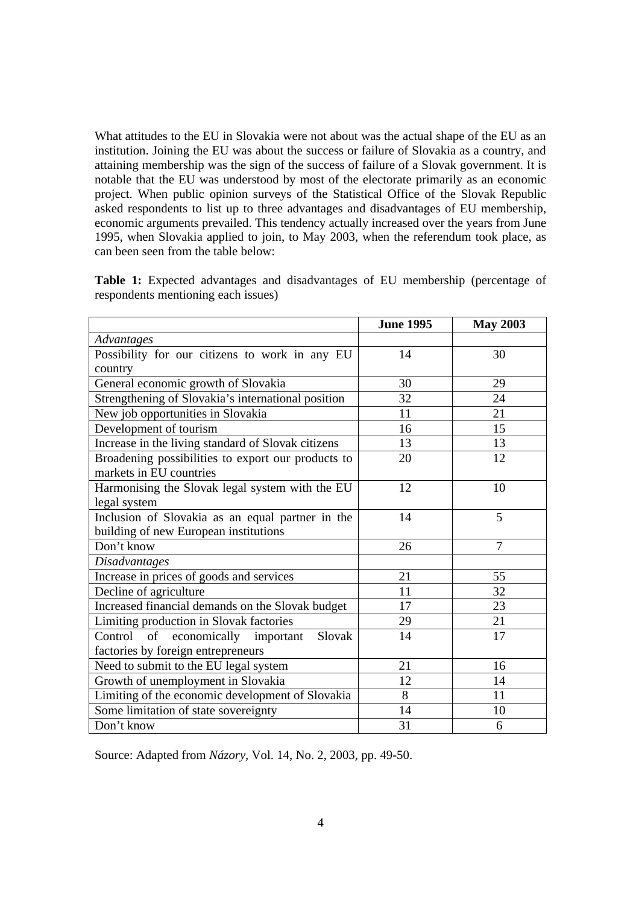What attitudes to the EU in Slovakia were not about was the actual shape of the EU as an institution. Joining the EU was about the success or failure of Slovakia as a country, and attaining membership was the sign of the success of failure of a Slovak government. It is notable that the EU was understood by most of the electorate primarily as an economic project. When public opinion surveys of the Statistical Office of the Slovak Republic asked respondents to list up to three advantages and disadvantages of EU membership, economic arguments prevailed. This tendency actually increased over the years from June 1995, when Slovakia applied to join, to May 2003, when the referendum took place, as can been seen from the table below:

**Table 1:** Expected advantages and disadvantages of EU membership (percentage of respondents mentioning each issues)

| | **June 1995** | **May 2003** |
|---|---|---|
| *Advantages* | | |
| Possibility for our citizens to work in any EU country | 14 | 30 |
| General economic growth of Slovakia | 30 | 29 |
| Strengthening of Slovakia's international position | 32 | 24 |
| New job opportunities in Slovakia | 11 | 21 |
| Development of tourism | 16 | 15 |
| Increase in the living standard of Slovak citizens | 13 | 13 |
| Broadening possibilities to export our products to markets in EU countries | 20 | 12 |
| Harmonising the Slovak legal system with the EU legal system | 12 | 10 |
| Inclusion of Slovakia as an equal partner in the building of new European institutions | 14 | 5 |
| Don't know | 26 | 7 |
| *Disadvantages* | | |
| Increase in prices of goods and services | 21 | 55 |
| Decline of agriculture | 11 | 32 |
| Increased financial demands on the Slovak budget | 17 | 23 |
| Limiting production in Slovak factories | 29 | 21 |
| Control of economically important Slovak factories by foreign entrepreneurs | 14 | 17 |
| Need to submit to the EU legal system | 21 | 16 |
| Growth of unemployment in Slovakia | 12 | 14 |
| Limiting of the economic development of Slovakia | 8 | 11 |
| Some limitation of state sovereignty | 14 | 10 |
| Don't know | 31 | 6 |

Source: Adapted from *Názory*, Vol. 14, No. 2, 2003, pp. 49-50.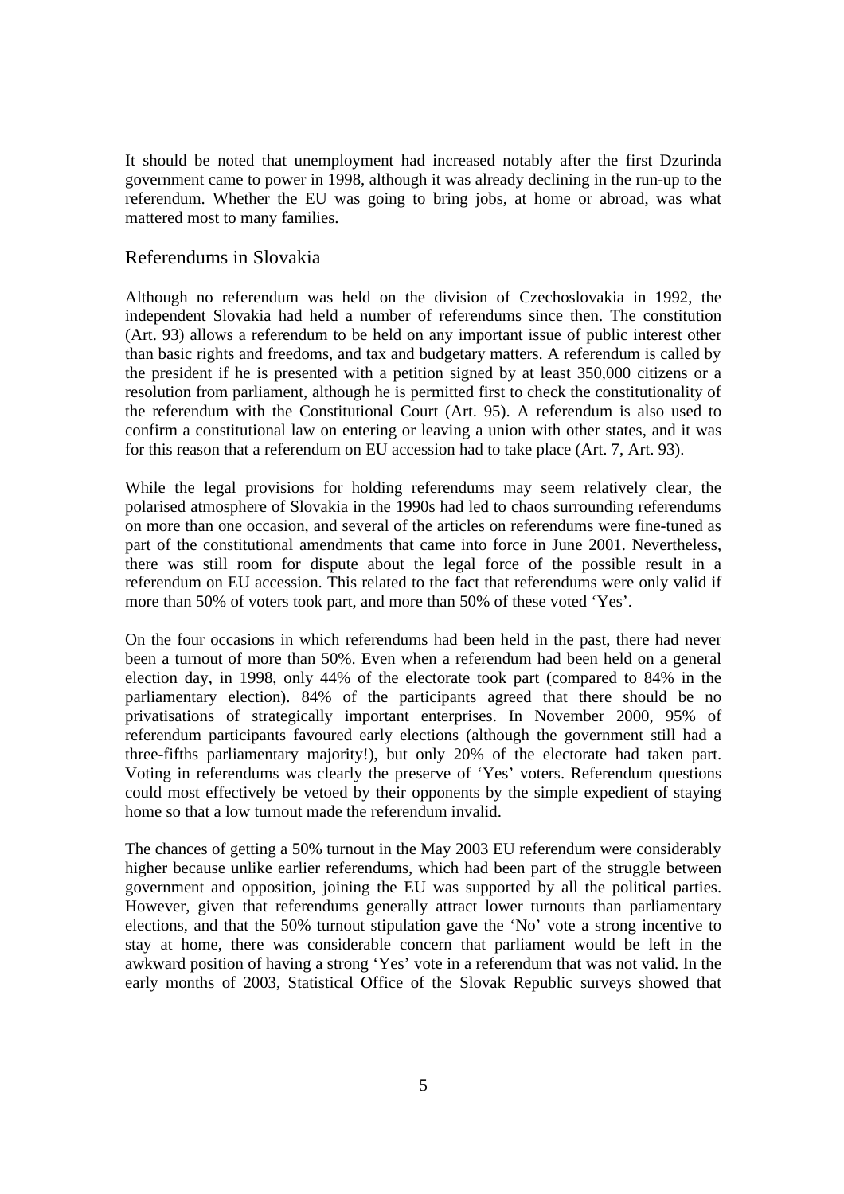It should be noted that unemployment had increased notably after the first Dzurinda government came to power in 1998, although it was already declining in the run-up to the referendum. Whether the EU was going to bring jobs, at home or abroad, was what mattered most to many families.

## Referendums in Slovakia

Although no referendum was held on the division of Czechoslovakia in 1992, the independent Slovakia had held a number of referendums since then. The constitution (Art. 93) allows a referendum to be held on any important issue of public interest other than basic rights and freedoms, and tax and budgetary matters. A referendum is called by the president if he is presented with a petition signed by at least 350,000 citizens or a resolution from parliament, although he is permitted first to check the constitutionality of the referendum with the Constitutional Court (Art. 95). A referendum is also used to confirm a constitutional law on entering or leaving a union with other states, and it was for this reason that a referendum on EU accession had to take place (Art. 7, Art. 93).

While the legal provisions for holding referendums may seem relatively clear, the polarised atmosphere of Slovakia in the 1990s had led to chaos surrounding referendums on more than one occasion, and several of the articles on referendums were fine-tuned as part of the constitutional amendments that came into force in June 2001. Nevertheless, there was still room for dispute about the legal force of the possible result in a referendum on EU accession. This related to the fact that referendums were only valid if more than 50% of voters took part, and more than 50% of these voted 'Yes'.

On the four occasions in which referendums had been held in the past, there had never been a turnout of more than 50%. Even when a referendum had been held on a general election day, in 1998, only 44% of the electorate took part (compared to 84% in the parliamentary election). 84% of the participants agreed that there should be no privatisations of strategically important enterprises. In November 2000, 95% of referendum participants favoured early elections (although the government still had a three-fifths parliamentary majority!), but only 20% of the electorate had taken part. Voting in referendums was clearly the preserve of 'Yes' voters. Referendum questions could most effectively be vetoed by their opponents by the simple expedient of staying home so that a low turnout made the referendum invalid.

The chances of getting a 50% turnout in the May 2003 EU referendum were considerably higher because unlike earlier referendums, which had been part of the struggle between government and opposition, joining the EU was supported by all the political parties. However, given that referendums generally attract lower turnouts than parliamentary elections, and that the 50% turnout stipulation gave the 'No' vote a strong incentive to stay at home, there was considerable concern that parliament would be left in the awkward position of having a strong 'Yes' vote in a referendum that was not valid. In the early months of 2003, Statistical Office of the Slovak Republic surveys showed that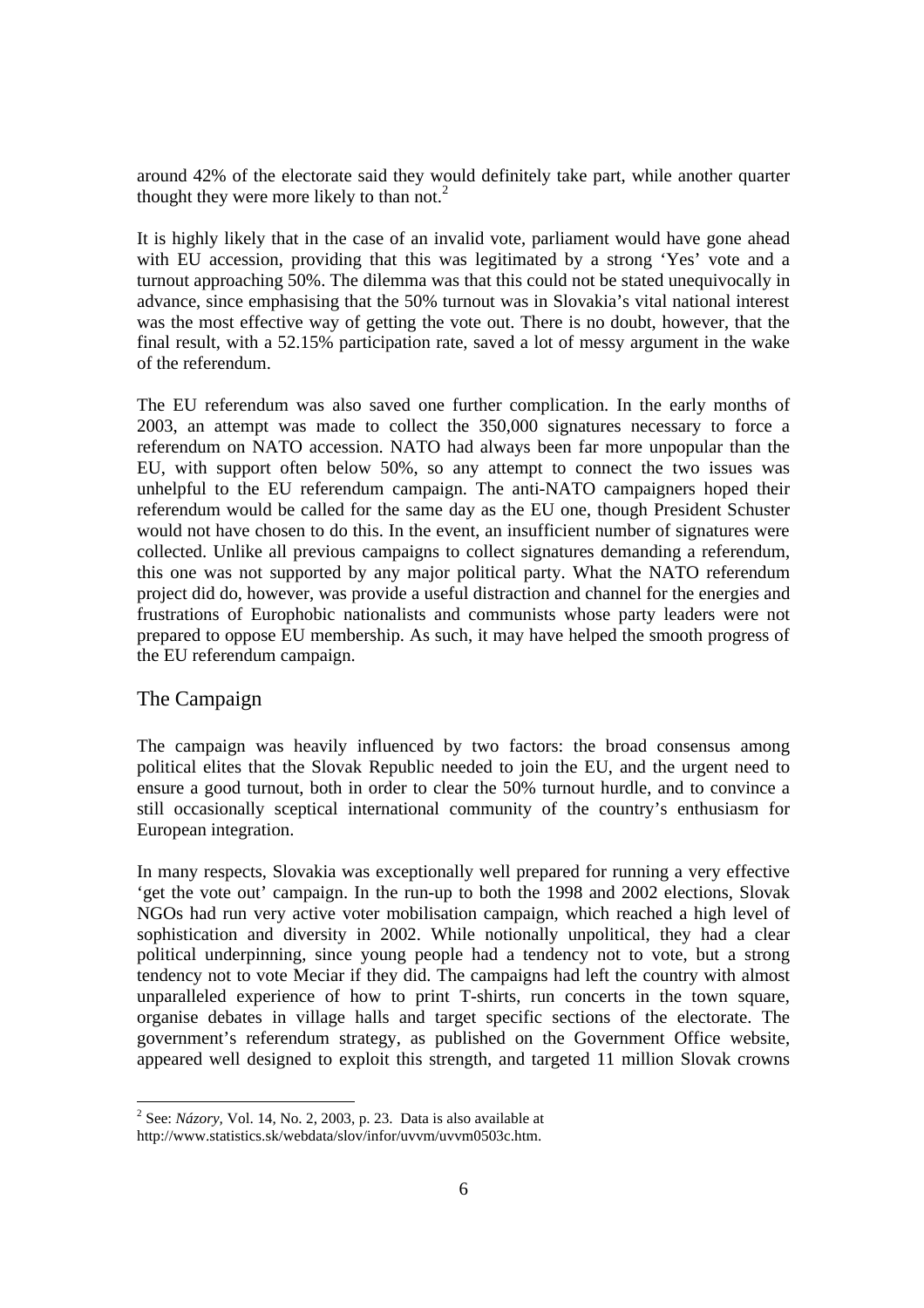around 42% of the electorate said they would definitely take part, while another quarter thought they were more likely to than not.[2]

It is highly likely that in the case of an invalid vote, parliament would have gone ahead with EU accession, providing that this was legitimated by a strong 'Yes' vote and a turnout approaching 50%. The dilemma was that this could not be stated unequivocally in advance, since emphasising that the 50% turnout was in Slovakia's vital national interest was the most effective way of getting the vote out. There is no doubt, however, that the final result, with a 52.15% participation rate, saved a lot of messy argument in the wake of the referendum.

The EU referendum was also saved one further complication. In the early months of 2003, an attempt was made to collect the 350,000 signatures necessary to force a referendum on NATO accession. NATO had always been far more unpopular than the EU, with support often below 50%, so any attempt to connect the two issues was unhelpful to the EU referendum campaign. The anti-NATO campaigners hoped their referendum would be called for the same day as the EU one, though President Schuster would not have chosen to do this. In the event, an insufficient number of signatures were collected. Unlike all previous campaigns to collect signatures demanding a referendum, this one was not supported by any major political party. What the NATO referendum project did do, however, was provide a useful distraction and channel for the energies and frustrations of Europhobic nationalists and communists whose party leaders were not prepared to oppose EU membership. As such, it may have helped the smooth progress of the EU referendum campaign.

## The Campaign

The campaign was heavily influenced by two factors: the broad consensus among political elites that the Slovak Republic needed to join the EU, and the urgent need to ensure a good turnout, both in order to clear the 50% turnout hurdle, and to convince a still occasionally sceptical international community of the country's enthusiasm for European integration.

In many respects, Slovakia was exceptionally well prepared for running a very effective 'get the vote out' campaign. In the run-up to both the 1998 and 2002 elections, Slovak NGOs had run very active voter mobilisation campaign, which reached a high level of sophistication and diversity in 2002. While notionally unpolitical, they had a clear political underpinning, since young people had a tendency not to vote, but a strong tendency not to vote Meciar if they did. The campaigns had left the country with almost unparalleled experience of how to print T-shirts, run concerts in the town square, organise debates in village halls and target specific sections of the electorate. The government's referendum strategy, as published on the Government Office website, appeared well designed to exploit this strength, and targeted 11 million Slovak crowns

[2] See: *Názory*, Vol. 14, No. 2, 2003, p. 23. Data is also available at http://www.statistics.sk/webdata/slov/infor/uvvm/uvvm0503c.htm.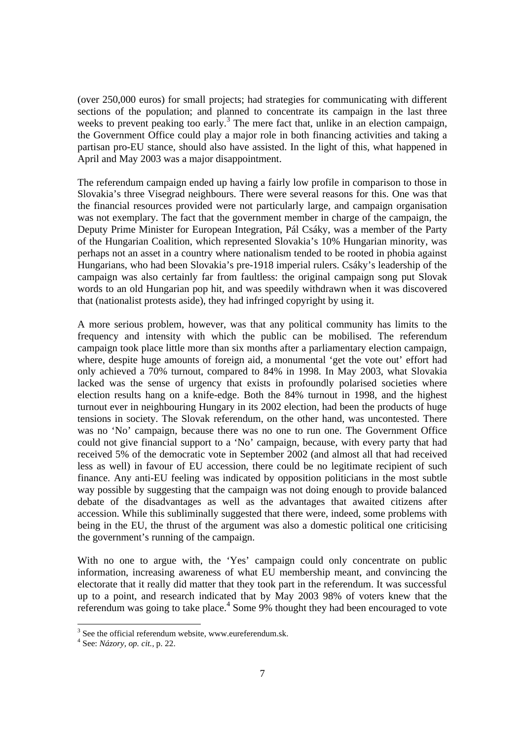(over 250,000 euros) for small projects; had strategies for communicating with different sections of the population; and planned to concentrate its campaign in the last three weeks to prevent peaking too early.[3] The mere fact that, unlike in an election campaign, the Government Office could play a major role in both financing activities and taking a partisan pro-EU stance, should also have assisted. In the light of this, what happened in April and May 2003 was a major disappointment.

The referendum campaign ended up having a fairly low profile in comparison to those in Slovakia's three Visegrad neighbours. There were several reasons for this. One was that the financial resources provided were not particularly large, and campaign organisation was not exemplary. The fact that the government member in charge of the campaign, the Deputy Prime Minister for European Integration, Pál Csáky, was a member of the Party of the Hungarian Coalition, which represented Slovakia's 10% Hungarian minority, was perhaps not an asset in a country where nationalism tended to be rooted in phobia against Hungarians, who had been Slovakia's pre-1918 imperial rulers. Csáky's leadership of the campaign was also certainly far from faultless: the original campaign song put Slovak words to an old Hungarian pop hit, and was speedily withdrawn when it was discovered that (nationalist protests aside), they had infringed copyright by using it.

A more serious problem, however, was that any political community has limits to the frequency and intensity with which the public can be mobilised. The referendum campaign took place little more than six months after a parliamentary election campaign, where, despite huge amounts of foreign aid, a monumental 'get the vote out' effort had only achieved a 70% turnout, compared to 84% in 1998. In May 2003, what Slovakia lacked was the sense of urgency that exists in profoundly polarised societies where election results hang on a knife-edge. Both the 84% turnout in 1998, and the highest turnout ever in neighbouring Hungary in its 2002 election, had been the products of huge tensions in society. The Slovak referendum, on the other hand, was uncontested. There was no 'No' campaign, because there was no one to run one. The Government Office could not give financial support to a 'No' campaign, because, with every party that had received 5% of the democratic vote in September 2002 (and almost all that had received less as well) in favour of EU accession, there could be no legitimate recipient of such finance. Any anti-EU feeling was indicated by opposition politicians in the most subtle way possible by suggesting that the campaign was not doing enough to provide balanced debate of the disadvantages as well as the advantages that awaited citizens after accession. While this subliminally suggested that there were, indeed, some problems with being in the EU, the thrust of the argument was also a domestic political one criticising the government's running of the campaign.

With no one to argue with, the 'Yes' campaign could only concentrate on public information, increasing awareness of what EU membership meant, and convincing the electorate that it really did matter that they took part in the referendum. It was successful up to a point, and research indicated that by May 2003 98% of voters knew that the referendum was going to take place.[4] Some 9% thought they had been encouraged to vote

---

[3] See the official referendum website, www.eureferendum.sk.

[4] See: *Názory, op. cit.*, p. 22.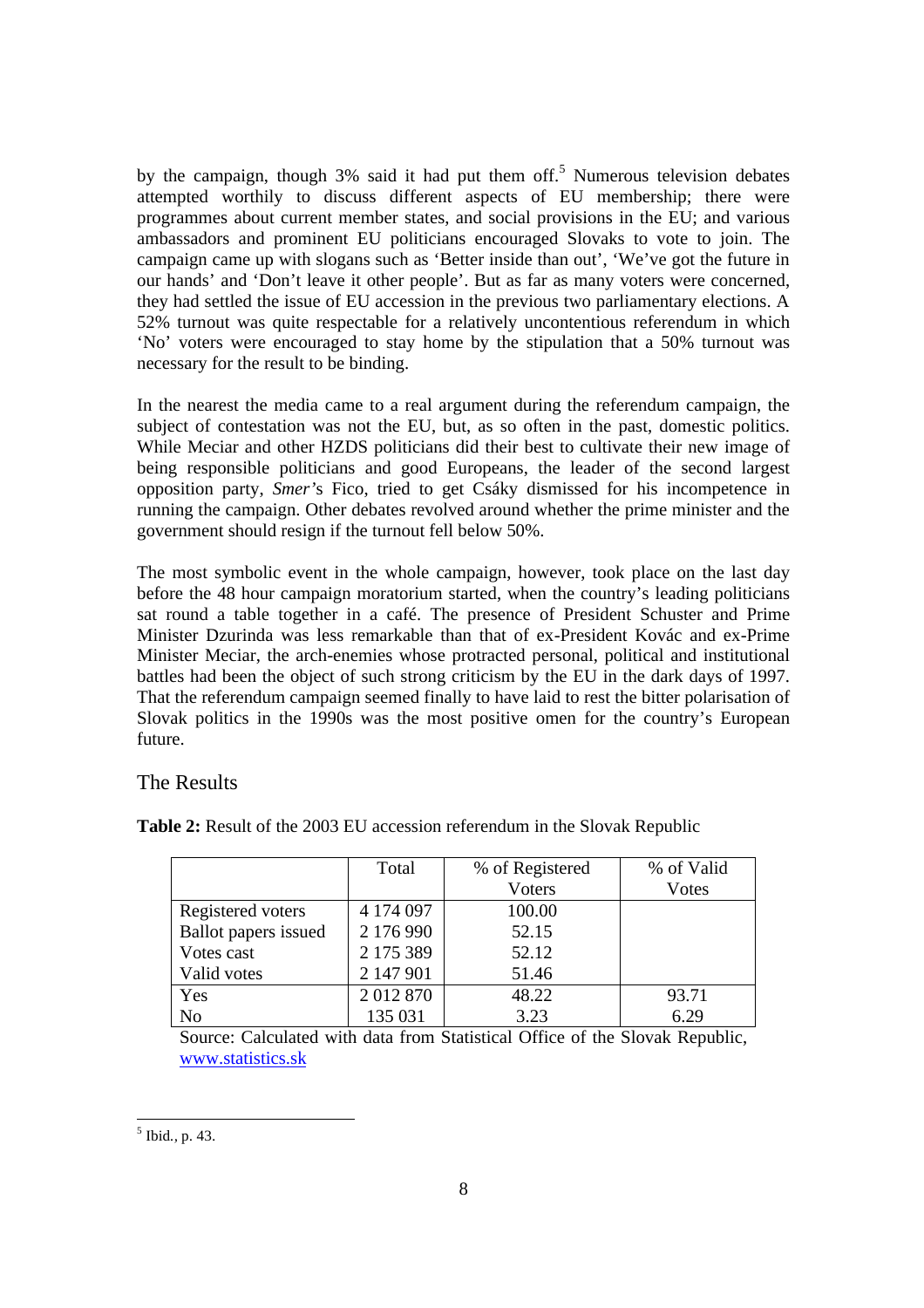by the campaign, though 3% said it had put them off.[5] Numerous television debates attempted worthily to discuss different aspects of EU membership; there were programmes about current member states, and social provisions in the EU; and various ambassadors and prominent EU politicians encouraged Slovaks to vote to join. The campaign came up with slogans such as 'Better inside than out', 'We've got the future in our hands' and 'Don't leave it other people'. But as far as many voters were concerned, they had settled the issue of EU accession in the previous two parliamentary elections. A 52% turnout was quite respectable for a relatively uncontentious referendum in which 'No' voters were encouraged to stay home by the stipulation that a 50% turnout was necessary for the result to be binding.

In the nearest the media came to a real argument during the referendum campaign, the subject of contestation was not the EU, but, as so often in the past, domestic politics. While Meciar and other HZDS politicians did their best to cultivate their new image of being responsible politicians and good Europeans, the leader of the second largest opposition party, *Smer*'s Fico, tried to get Csáky dismissed for his incompetence in running the campaign. Other debates revolved around whether the prime minister and the government should resign if the turnout fell below 50%.

The most symbolic event in the whole campaign, however, took place on the last day before the 48 hour campaign moratorium started, when the country's leading politicians sat round a table together in a café. The presence of President Schuster and Prime Minister Dzurinda was less remarkable than that of ex-President Kovác and ex-Prime Minister Meciar, the arch-enemies whose protracted personal, political and institutional battles had been the object of such strong criticism by the EU in the dark days of 1997. That the referendum campaign seemed finally to have laid to rest the bitter polarisation of Slovak politics in the 1990s was the most positive omen for the country's European future.

## The Results

**Table 2:** Result of the 2003 EU accession referendum in the Slovak Republic

| | Total | % of Registered Voters | % of Valid Votes |
|---|---|---|---|
| Registered voters | 4 174 097 | 100.00 | |
| Ballot papers issued | 2 176 990 | 52.15 | |
| Votes cast | 2 175 389 | 52.12 | |
| Valid votes | 2 147 901 | 51.46 | |
| Yes | 2 012 870 | 48.22 | 93.71 |
| No | 135 031 | 3.23 | 6.29 |

Source: Calculated with data from Statistical Office of the Slovak Republic, www.statistics.sk

[5] Ibid., p. 43.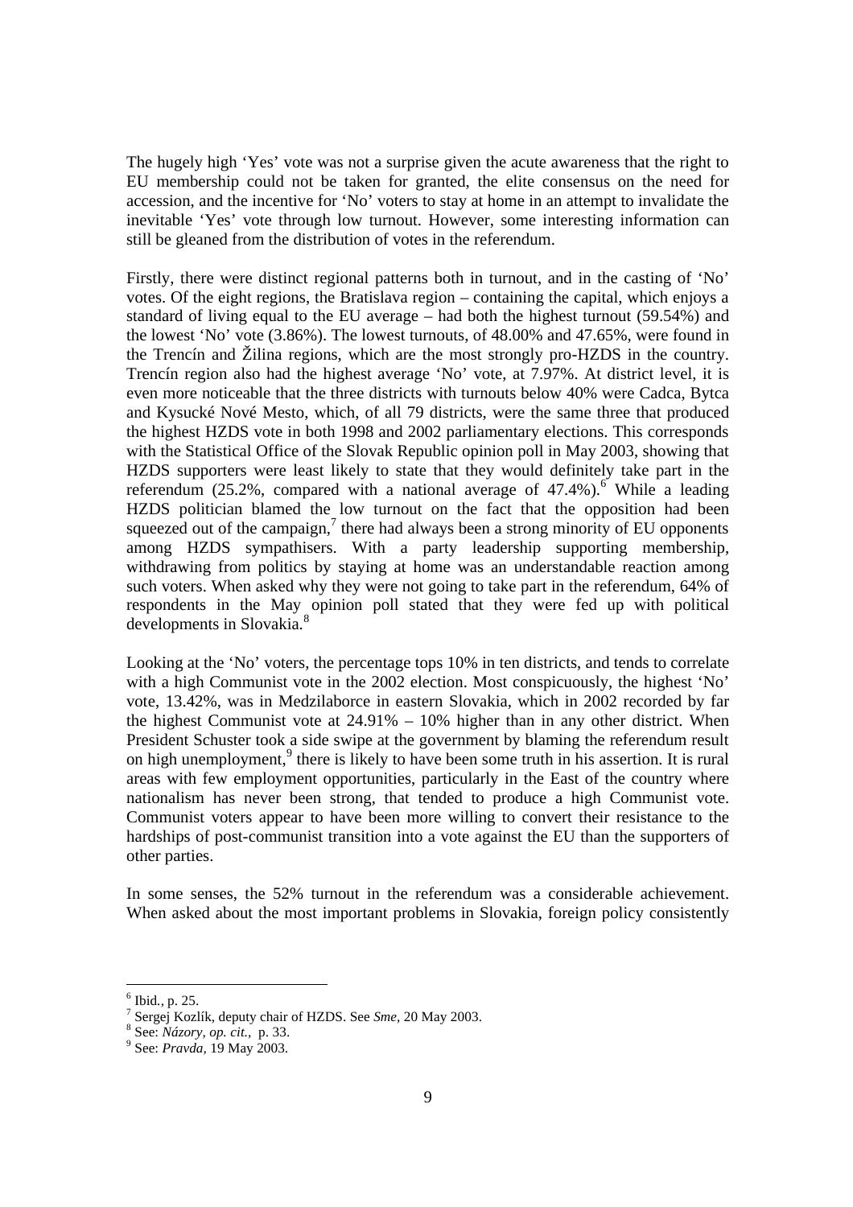The hugely high 'Yes' vote was not a surprise given the acute awareness that the right to EU membership could not be taken for granted, the elite consensus on the need for accession, and the incentive for 'No' voters to stay at home in an attempt to invalidate the inevitable 'Yes' vote through low turnout. However, some interesting information can still be gleaned from the distribution of votes in the referendum.

Firstly, there were distinct regional patterns both in turnout, and in the casting of 'No' votes. Of the eight regions, the Bratislava region – containing the capital, which enjoys a standard of living equal to the EU average – had both the highest turnout (59.54%) and the lowest 'No' vote (3.86%). The lowest turnouts, of 48.00% and 47.65%, were found in the Trencín and Žilina regions, which are the most strongly pro-HZDS in the country. Trencín region also had the highest average 'No' vote, at 7.97%. At district level, it is even more noticeable that the three districts with turnouts below 40% were Cadca, Bytca and Kysucké Nové Mesto, which, of all 79 districts, were the same three that produced the highest HZDS vote in both 1998 and 2002 parliamentary elections. This corresponds with the Statistical Office of the Slovak Republic opinion poll in May 2003, showing that HZDS supporters were least likely to state that they would definitely take part in the referendum (25.2%, compared with a national average of 47.4%).[6] While a leading HZDS politician blamed the low turnout on the fact that the opposition had been squeezed out of the campaign,[7] there had always been a strong minority of EU opponents among HZDS sympathisers. With a party leadership supporting membership, withdrawing from politics by staying at home was an understandable reaction among such voters. When asked why they were not going to take part in the referendum, 64% of respondents in the May opinion poll stated that they were fed up with political developments in Slovakia.[8]

Looking at the 'No' voters, the percentage tops 10% in ten districts, and tends to correlate with a high Communist vote in the 2002 election. Most conspicuously, the highest 'No' vote, 13.42%, was in Medzilaborce in eastern Slovakia, which in 2002 recorded by far the highest Communist vote at 24.91% – 10% higher than in any other district. When President Schuster took a side swipe at the government by blaming the referendum result on high unemployment,[9] there is likely to have been some truth in his assertion. It is rural areas with few employment opportunities, particularly in the East of the country where nationalism has never been strong, that tended to produce a high Communist vote. Communist voters appear to have been more willing to convert their resistance to the hardships of post-communist transition into a vote against the EU than the supporters of other parties.

In some senses, the 52% turnout in the referendum was a considerable achievement. When asked about the most important problems in Slovakia, foreign policy consistently

---

[6] Ibid., p. 25.

[7] Sergej Kozlík, deputy chair of HZDS. See *Sme*, 20 May 2003.

[8] See: *Názory, op. cit.*, p. 33.

[9] See: *Pravda*, 19 May 2003.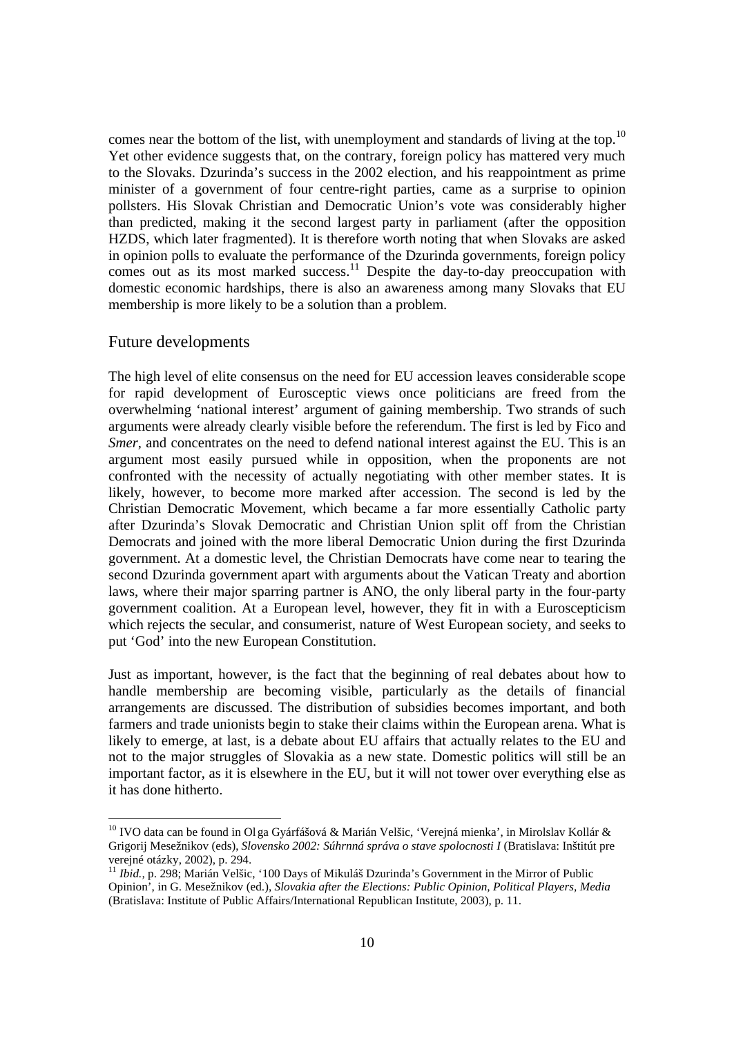comes near the bottom of the list, with unemployment and standards of living at the top.[10] Yet other evidence suggests that, on the contrary, foreign policy has mattered very much to the Slovaks. Dzurinda's success in the 2002 election, and his reappointment as prime minister of a government of four centre-right parties, came as a surprise to opinion pollsters. His Slovak Christian and Democratic Union's vote was considerably higher than predicted, making it the second largest party in parliament (after the opposition HZDS, which later fragmented). It is therefore worth noting that when Slovaks are asked in opinion polls to evaluate the performance of the Dzurinda governments, foreign policy comes out as its most marked success.[11] Despite the day-to-day preoccupation with domestic economic hardships, there is also an awareness among many Slovaks that EU membership is more likely to be a solution than a problem.

## Future developments

The high level of elite consensus on the need for EU accession leaves considerable scope for rapid development of Eurosceptic views once politicians are freed from the overwhelming 'national interest' argument of gaining membership. Two strands of such arguments were already clearly visible before the referendum. The first is led by Fico and *Smer*, and concentrates on the need to defend national interest against the EU. This is an argument most easily pursued while in opposition, when the proponents are not confronted with the necessity of actually negotiating with other member states. It is likely, however, to become more marked after accession. The second is led by the Christian Democratic Movement, which became a far more essentially Catholic party after Dzurinda's Slovak Democratic and Christian Union split off from the Christian Democrats and joined with the more liberal Democratic Union during the first Dzurinda government. At a domestic level, the Christian Democrats have come near to tearing the second Dzurinda government apart with arguments about the Vatican Treaty and abortion laws, where their major sparring partner is ANO, the only liberal party in the four-party government coalition. At a European level, however, they fit in with a Euroscepticism which rejects the secular, and consumerist, nature of West European society, and seeks to put 'God' into the new European Constitution.

Just as important, however, is the fact that the beginning of real debates about how to handle membership are becoming visible, particularly as the details of financial arrangements are discussed. The distribution of subsidies becomes important, and both farmers and trade unionists begin to stake their claims within the European arena. What is likely to emerge, at last, is a debate about EU affairs that actually relates to the EU and not to the major struggles of Slovakia as a new state. Domestic politics will still be an important factor, as it is elsewhere in the EU, but it will not tower over everything else as it has done hitherto.

---

[10] IVO data can be found in Olga Gyárfášová & Marián Velšic, 'Verejná mienka', in Mirolslav Kollár & Grigorij Mesežnikov (eds), *Slovensko 2002: Súhrnná správa o stave spolocnosti I* (Bratislava: Inštitút pre verejné otázky, 2002), p. 294.

[11] *Ibid.*, p. 298; Marián Velšic, '100 Days of Mikuláš Dzurinda's Government in the Mirror of Public Opinion', in G. Mesežnikov (ed.), *Slovakia after the Elections: Public Opinion, Political Players, Media* (Bratislava: Institute of Public Affairs/International Republican Institute, 2003), p. 11.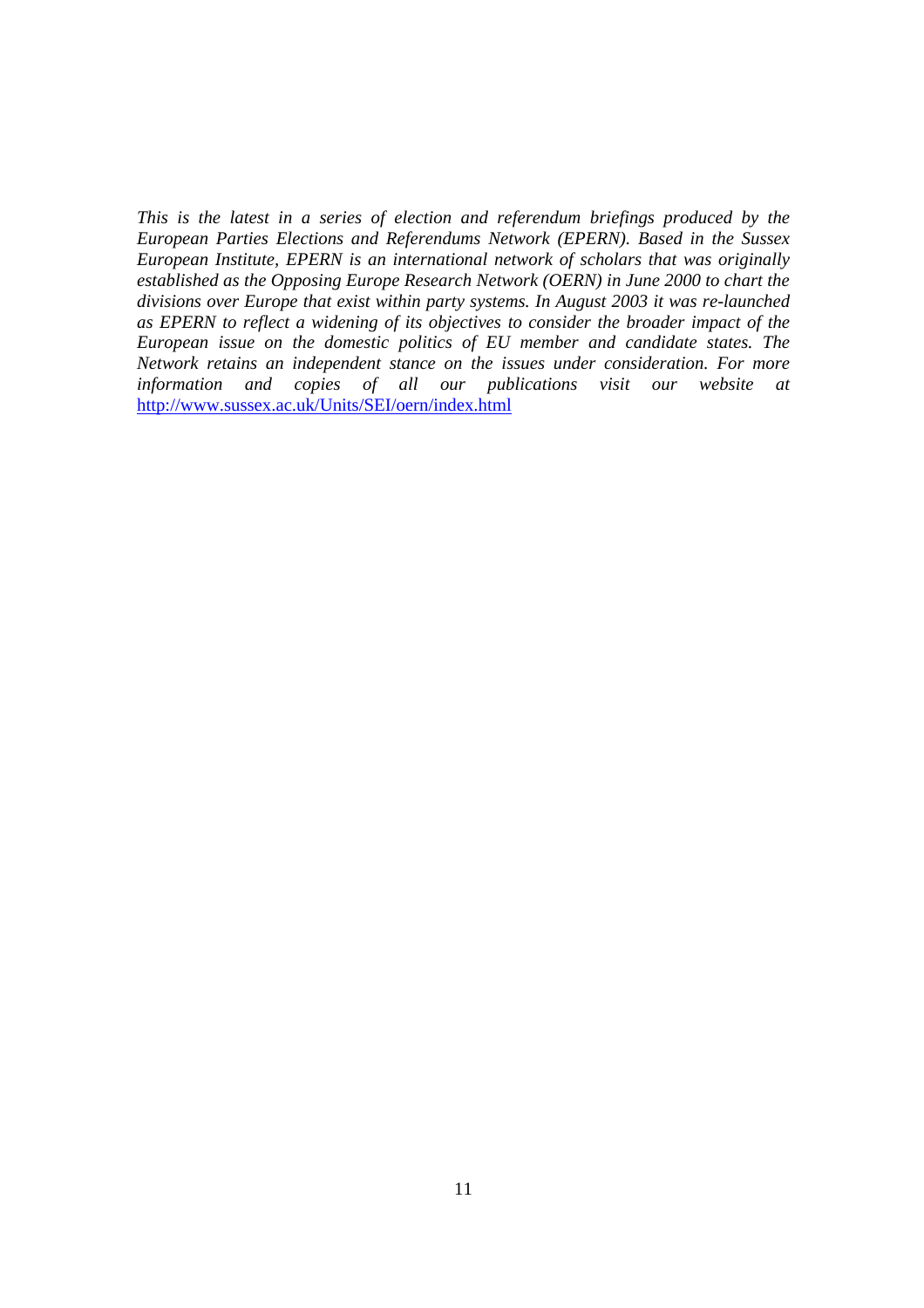*This is the latest in a series of election and referendum briefings produced by the European Parties Elections and Referendums Network (EPERN). Based in the Sussex European Institute, EPERN is an international network of scholars that was originally established as the Opposing Europe Research Network (OERN) in June 2000 to chart the divisions over Europe that exist within party systems. In August 2003 it was re-launched as EPERN to reflect a widening of its objectives to consider the broader impact of the European issue on the domestic politics of EU member and candidate states. The Network retains an independent stance on the issues under consideration. For more information and copies of all our publications visit our website at* http://www.sussex.ac.uk/Units/SEI/oern/index.html